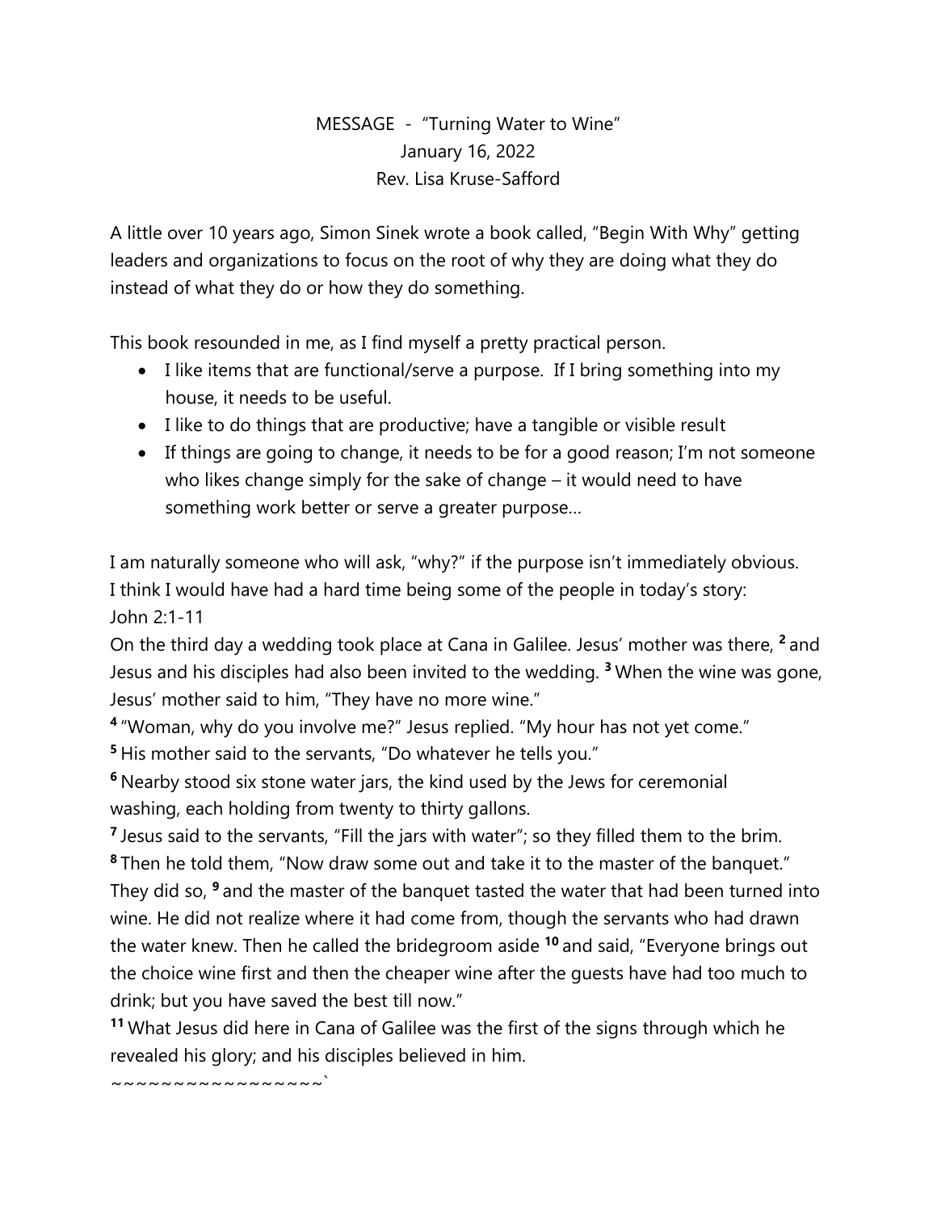MESSAGE - "Turning Water to Wine"
January 16, 2022
Rev. Lisa Kruse-Safford

A little over 10 years ago, Simon Sinek wrote a book called, "Begin With Why" getting leaders and organizations to focus on the root of why they are doing what they do instead of what they do or how they do something.

This book resounded in me, as I find myself a pretty practical person.

- I like items that are functional/serve a purpose. If I bring something into my house, it needs to be useful.
- I like to do things that are productive; have a tangible or visible result
- If things are going to change, it needs to be for a good reason; I'm not someone who likes change simply for the sake of change – it would need to have something work better or serve a greater purpose…

I am naturally someone who will ask, "why?" if the purpose isn't immediately obvious. I think I would have had a hard time being some of the people in today's story:
John 2:1-11

On the third day a wedding took place at Cana in Galilee. Jesus' mother was there, [2] and Jesus and his disciples had also been invited to the wedding. [3] When the wine was gone, Jesus' mother said to him, "They have no more wine."

[4] "Woman, why do you involve me?" Jesus replied. "My hour has not yet come."

[5] His mother said to the servants, "Do whatever he tells you."

[6] Nearby stood six stone water jars, the kind used by the Jews for ceremonial washing, each holding from twenty to thirty gallons.

[7] Jesus said to the servants, "Fill the jars with water"; so they filled them to the brim.

[8] Then he told them, "Now draw some out and take it to the master of the banquet." They did so, [9] and the master of the banquet tasted the water that had been turned into wine. He did not realize where it had come from, though the servants who had drawn the water knew. Then he called the bridegroom aside [10] and said, "Everyone brings out the choice wine first and then the cheaper wine after the guests have had too much to drink; but you have saved the best till now."

[11] What Jesus did here in Cana of Galilee was the first of the signs through which he revealed his glory; and his disciples believed in him.

~~~~~~~~~~~~~~~~~`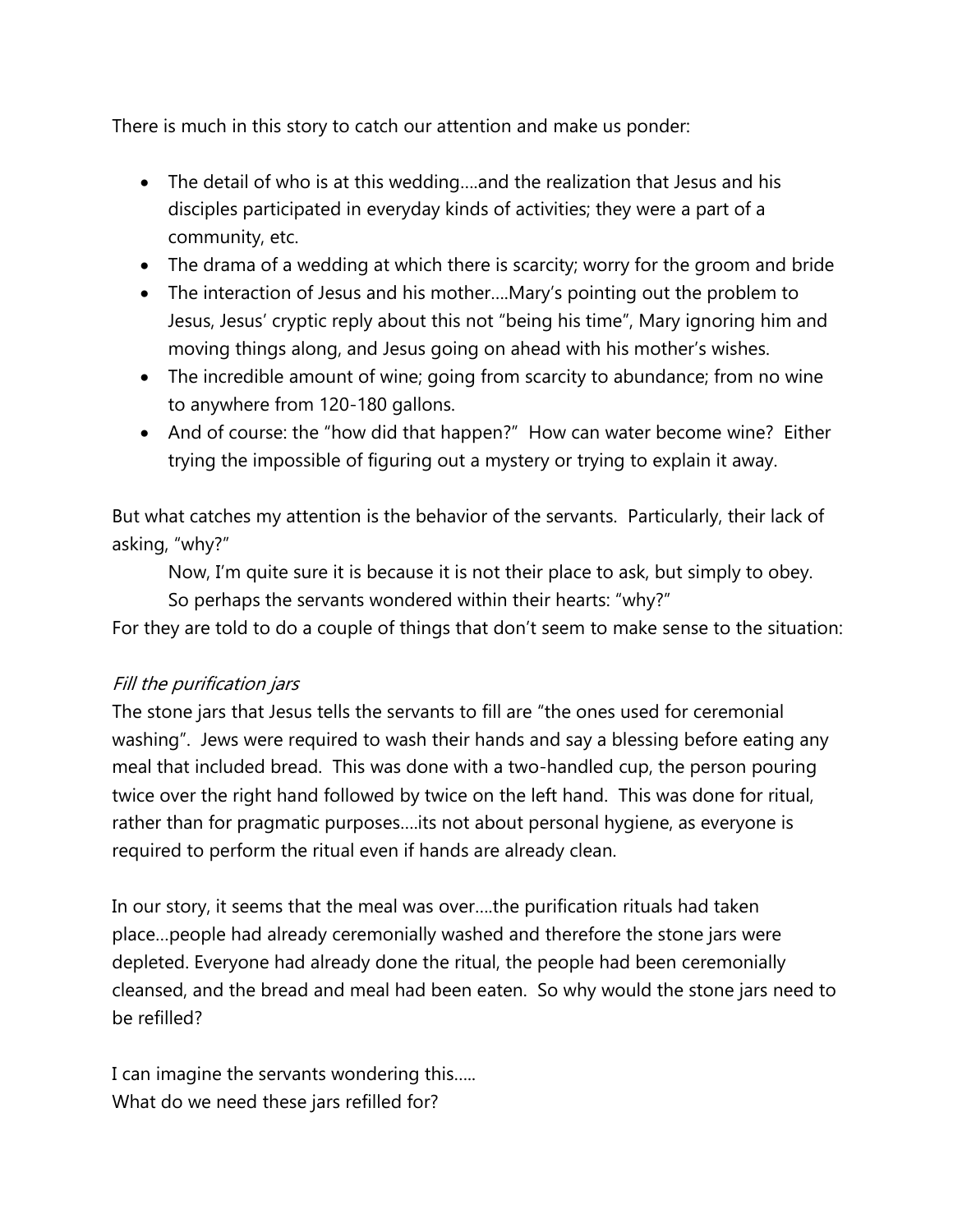There is much in this story to catch our attention and make us ponder:

- The detail of who is at this wedding….and the realization that Jesus and his disciples participated in everyday kinds of activities; they were a part of a community, etc.
- The drama of a wedding at which there is scarcity; worry for the groom and bride
- The interaction of Jesus and his mother….Mary's pointing out the problem to Jesus, Jesus' cryptic reply about this not "being his time", Mary ignoring him and moving things along, and Jesus going on ahead with his mother's wishes.
- The incredible amount of wine; going from scarcity to abundance; from no wine to anywhere from 120-180 gallons.
- And of course: the "how did that happen?" How can water become wine? Either trying the impossible of figuring out a mystery or trying to explain it away.

But what catches my attention is the behavior of the servants. Particularly, their lack of asking, "why?"

Now, I'm quite sure it is because it is not their place to ask, but simply to obey.
So perhaps the servants wondered within their hearts: "why?"

For they are told to do a couple of things that don't seem to make sense to the situation:

*Fill the purification jars*

The stone jars that Jesus tells the servants to fill are "the ones used for ceremonial washing". Jews were required to wash their hands and say a blessing before eating any meal that included bread. This was done with a two-handled cup, the person pouring twice over the right hand followed by twice on the left hand. This was done for ritual, rather than for pragmatic purposes….its not about personal hygiene, as everyone is required to perform the ritual even if hands are already clean.

In our story, it seems that the meal was over….the purification rituals had taken place…people had already ceremonially washed and therefore the stone jars were depleted. Everyone had already done the ritual, the people had been ceremonially cleansed, and the bread and meal had been eaten. So why would the stone jars need to be refilled?

I can imagine the servants wondering this…..
What do we need these jars refilled for?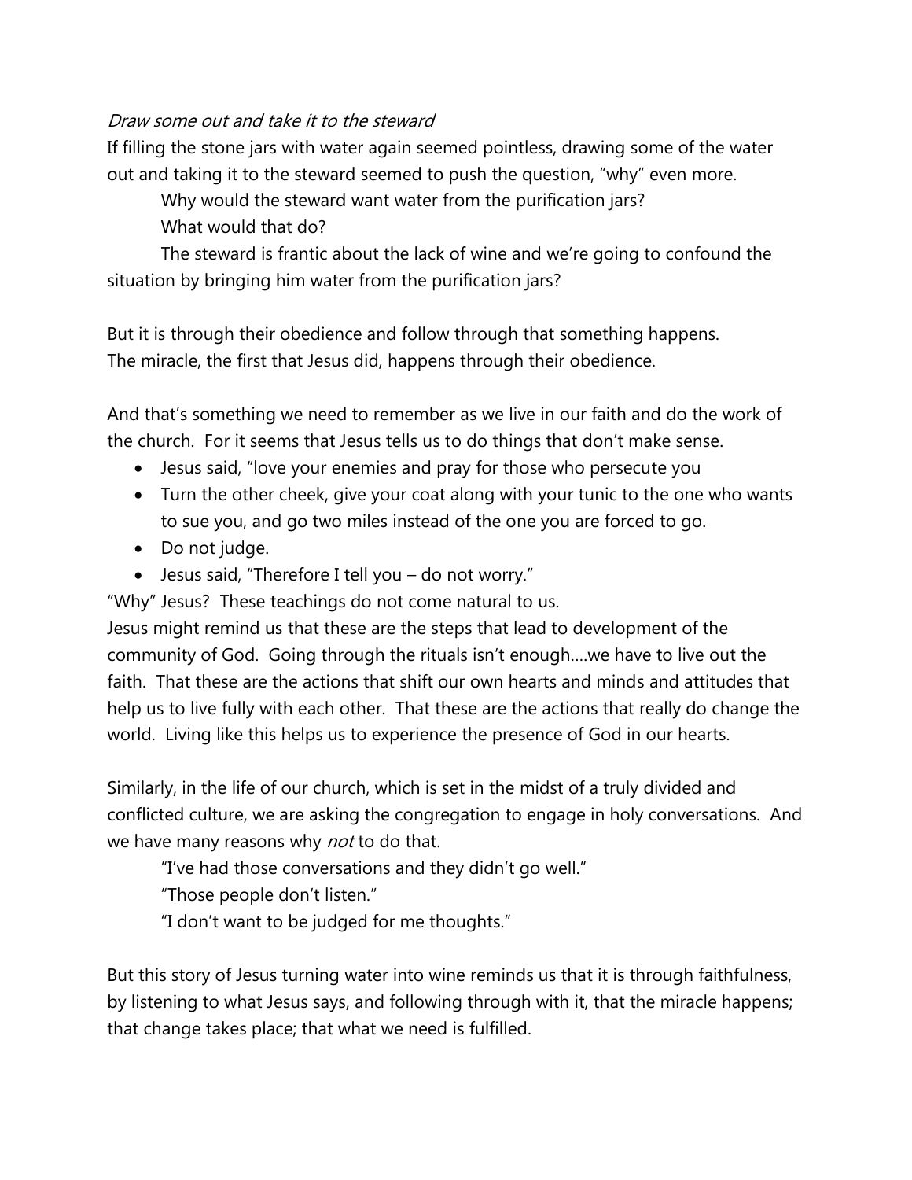*Draw some out and take it to the steward*

If filling the stone jars with water again seemed pointless, drawing some of the water out and taking it to the steward seemed to push the question, "why" even more.

Why would the steward want water from the purification jars?

What would that do?

The steward is frantic about the lack of wine and we're going to confound the situation by bringing him water from the purification jars?

But it is through their obedience and follow through that something happens.
The miracle, the first that Jesus did, happens through their obedience.

And that's something we need to remember as we live in our faith and do the work of the church. For it seems that Jesus tells us to do things that don't make sense.

- Jesus said, "love your enemies and pray for those who persecute you
- Turn the other cheek, give your coat along with your tunic to the one who wants to sue you, and go two miles instead of the one you are forced to go.
- Do not judge.
- Jesus said, "Therefore I tell you – do not worry."

"Why" Jesus? These teachings do not come natural to us.
Jesus might remind us that these are the steps that lead to development of the community of God. Going through the rituals isn't enough….we have to live out the faith. That these are the actions that shift our own hearts and minds and attitudes that help us to live fully with each other. That these are the actions that really do change the world. Living like this helps us to experience the presence of God in our hearts.

Similarly, in the life of our church, which is set in the midst of a truly divided and conflicted culture, we are asking the congregation to engage in holy conversations. And we have many reasons why *not* to do that.

"I've had those conversations and they didn't go well."

"Those people don't listen."

"I don't want to be judged for me thoughts."

But this story of Jesus turning water into wine reminds us that it is through faithfulness, by listening to what Jesus says, and following through with it, that the miracle happens; that change takes place; that what we need is fulfilled.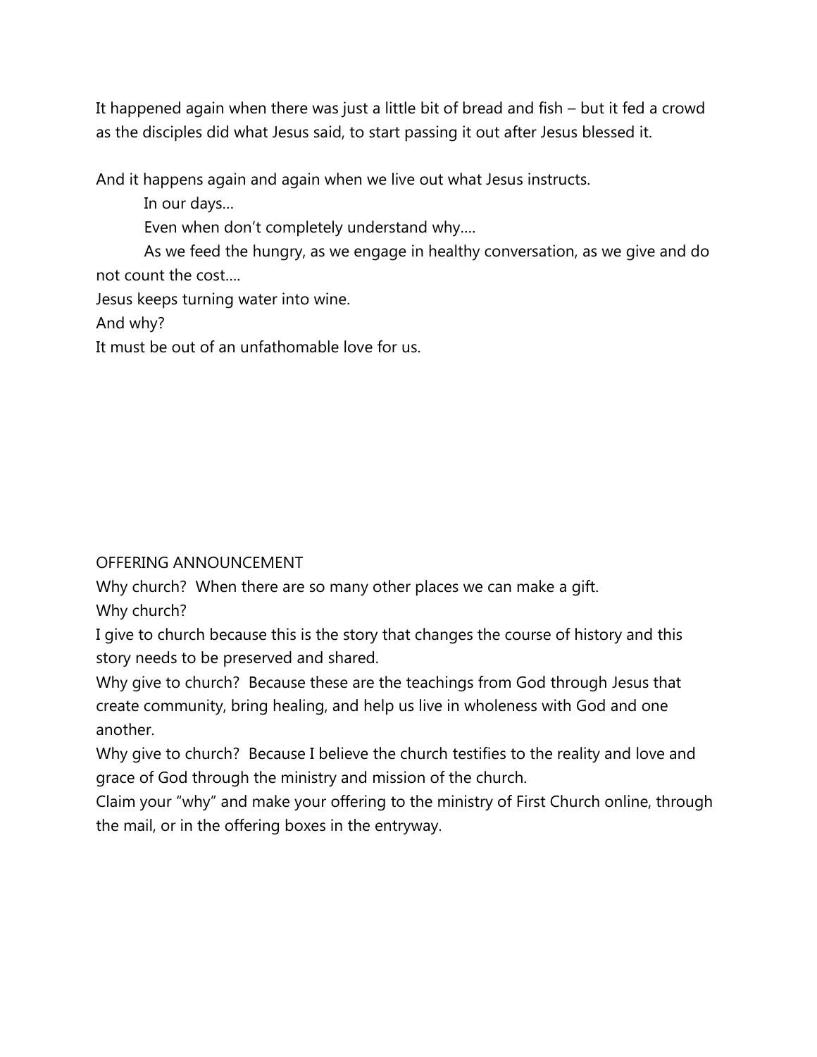It happened again when there was just a little bit of bread and fish – but it fed a crowd as the disciples did what Jesus said, to start passing it out after Jesus blessed it.

And it happens again and again when we live out what Jesus instructs.

In our days…

Even when don't completely understand why….

As we feed the hungry, as we engage in healthy conversation, as we give and do not count the cost….

Jesus keeps turning water into wine.

And why?

It must be out of an unfathomable love for us.

OFFERING ANNOUNCEMENT

Why church? When there are so many other places we can make a gift.

Why church?

I give to church because this is the story that changes the course of history and this story needs to be preserved and shared.

Why give to church? Because these are the teachings from God through Jesus that create community, bring healing, and help us live in wholeness with God and one another.

Why give to church? Because I believe the church testifies to the reality and love and grace of God through the ministry and mission of the church.

Claim your "why" and make your offering to the ministry of First Church online, through the mail, or in the offering boxes in the entryway.